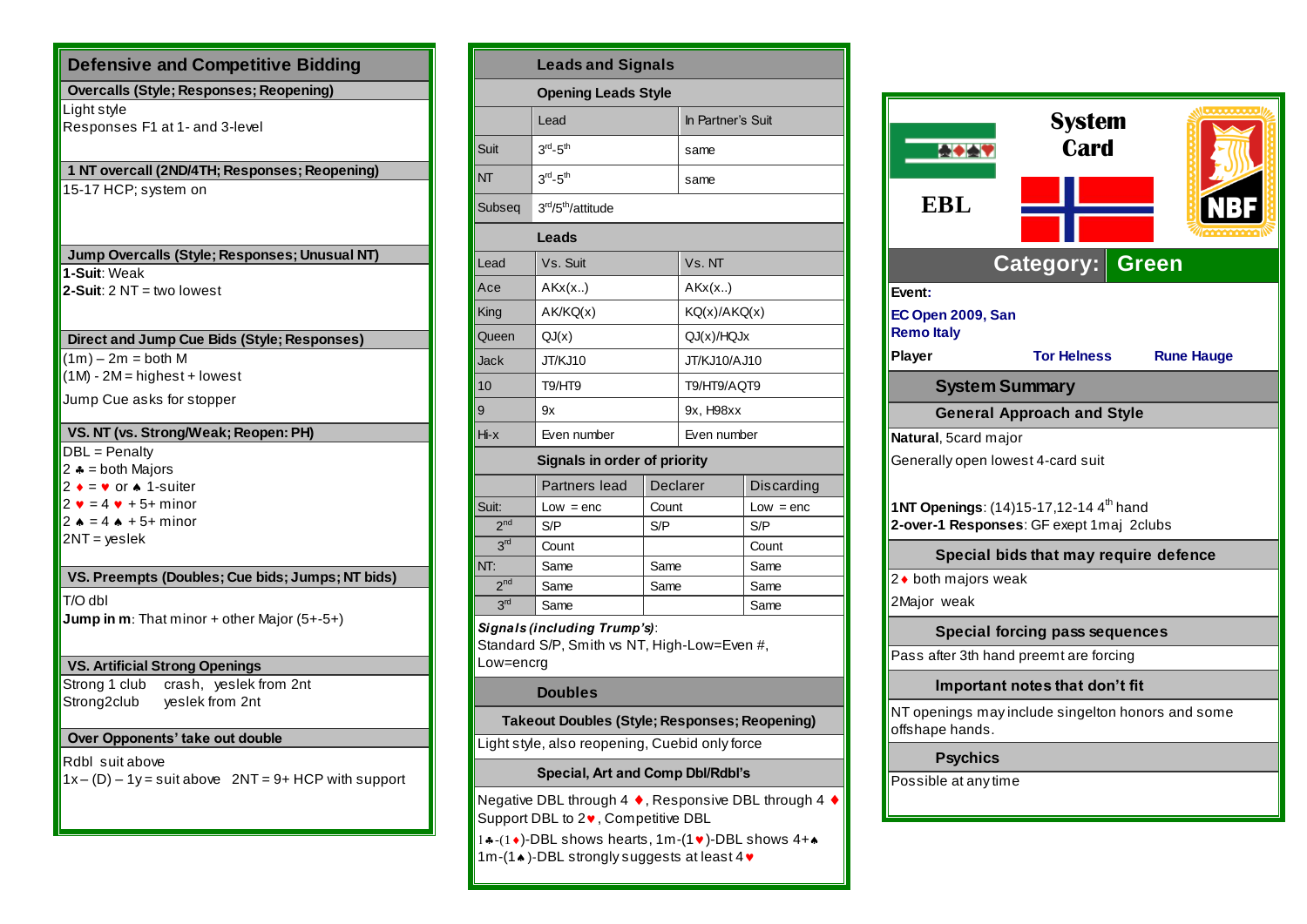## Defensive and Competitive Bidding

### Overcalls (Style; Responses; Reopening)

Light style
Responses F1 at 1- and 3-level

### 1 NT overcall (2ND/4TH; Responses; Reopening)

15-17 HCP; system on

### Jump Overcalls (Style; Responses; Unusual NT)

**1-Suit**: Weak
**2-Suit**: 2 NT = two lowest

### Direct and Jump Cue Bids (Style; Responses)

(1m) – 2m = both M
(1M) - 2M = highest + lowest
Jump Cue asks for stopper

### VS. NT (vs. Strong/Weak; Reopen: PH)

DBL = Penalty
2 ♣ = both Majors
2 ♦ = ♥ or ♠ 1-suiter
2 ♥ = 4 ♥ + 5+ minor
2 ♠ = 4 ♠ + 5+ minor
2NT = yeslek

### VS. Preempts (Doubles; Cue bids; Jumps; NT bids)

T/O dbl
**Jump in m**: That minor + other Major (5+-5+)

### VS. Artificial Strong Openings

Strong 1 club crash, yeslek from 2nt
Strong2club yeslek from 2nt

### Over Opponents' take out double

Rdbl suit above
1x – (D) – 1y = suit above 2NT = 9+ HCP with support

## Leads and Signals

### Opening Leads Style

| | Lead | In Partner's Suit |
|---|---|---|
| Suit | 3rd-5th | same |
| NT | 3rd-5th | same |
| Subseq | 3rd/5th/attitude | |

### Leads

| Lead | Vs. Suit | Vs. NT |
|---|---|---|
| Ace | AKx(x..) | AKx(x..) |
| King | AK/KQ(x) | KQ(x)/AKQ(x) |
| Queen | QJ(x) | QJ(x)/HQJx |
| Jack | JT/KJ10 | JT/KJ10/AJ10 |
| 10 | T9/HT9 | T9/HT9/AQT9 |
| 9 | 9x | 9x, H98xx |
| Hi-x | Even number | Even number |

### Signals in order of priority

| | Partners lead | Declarer | Discarding |
|---|---|---|---|
| Suit: | Low = enc | Count | Low = enc |
| 2nd | S/P | S/P | S/P |
| 3rd | Count | | Count |
| NT: | Same | Same | Same |
| 2nd | Same | Same | Same |
| 3rd | Same | | Same |

***Signals (including Trump's)***:
Standard S/P, Smith vs NT, High-Low=Even #, Low=encrg

## Doubles

### Takeout Doubles (Style; Responses; Reopening)

Light style, also reopening, Cuebid only force

### Special, Art and Comp Dbl/Rdbl's

Negative DBL through 4 ♦, Responsive DBL through 4 ♦
Support DBL to 2♥, Competitive DBL
1♣-(1♦)-DBL shows hearts, 1m-(1♥)-DBL shows 4+♠
1m-(1♠)-DBL strongly suggests at least 4♥

# System Card

EBL

NBF

## Category: Green

**Event:**
EC Open 2009, San Remo Italy

**Player** Tor Helness Rune Hauge

## System Summary

### General Approach and Style

**Natural**, 5card major
Generally open lowest 4-card suit

**1NT Openings**: (14)15-17,12-14 4th hand
**2-over-1 Responses**: GF exept 1maj 2clubs

### Special bids that may require defence

2♦ both majors weak
2Major weak

### Special forcing pass sequences

Pass after 3th hand preemt are forcing

### Important notes that don't fit

NT openings may include singelton honors and some offshape hands.

### Psychics

Possible at any time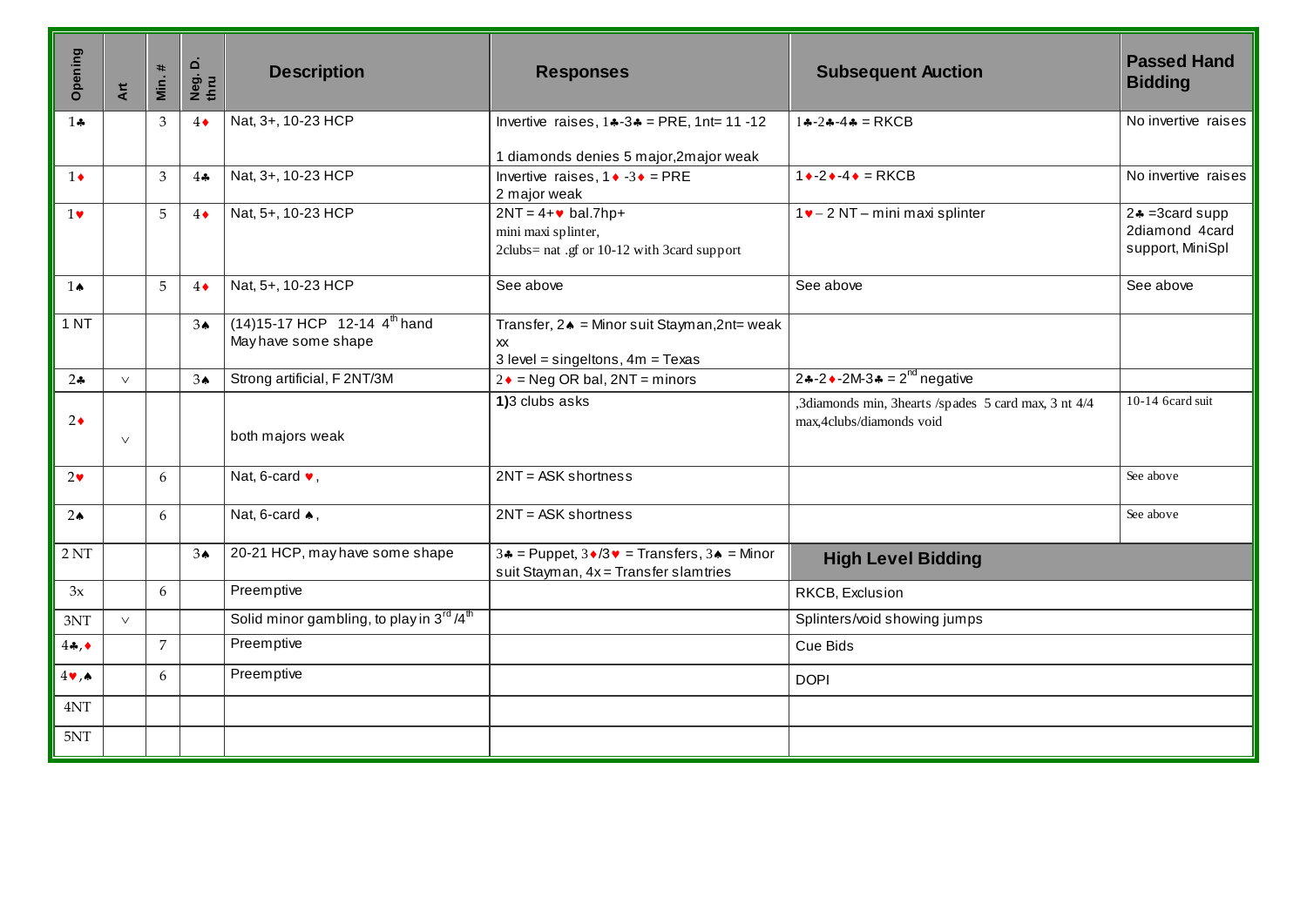| Opening | Art | Min. # | Neg. D. thru | Description | Responses | Subsequent Auction | Passed Hand Bidding |
|---|---|---|---|---|---|---|---|
| 1♣ | | 3 | 4♦ | Nat, 3+, 10-23 HCP | Invertive raises, 1♣-3♣ = PRE, 1nt= 11 -12<br><br>1 diamonds denies 5 major,2major weak | 1♣-2♣-4♣ = RKCB | No invertive raises |
| 1♦ | | 3 | 4♣ | Nat, 3+, 10-23 HCP | Invertive raises, 1♦ -3♦ = PRE<br>2 major weak | 1♦-2♦-4♦ = RKCB | No invertive raises |
| 1♥ | | 5 | 4♦ | Nat, 5+, 10-23 HCP | 2NT = 4+♥ bal.7hp+<br>mini maxi splinter,<br>2clubs= nat .gf or 10-12 with 3card support | 1♥ – 2 NT – mini maxi splinter | 2♣ =3card supp<br>2diamond 4card support, MiniSpl |
| 1♠ | | 5 | 4♦ | Nat, 5+, 10-23 HCP | See above | See above | See above |
| 1 NT | | | 3♠ | (14)15-17 HCP 12-14 4th hand<br>May have some shape | Transfer, 2♠ = Minor suit Stayman,2nt= weak xx<br>3 level = singeltons, 4m = Texas | | |
| 2♣ | ∨ | | 3♠ | Strong artificial, F 2NT/3M | 2♦ = Neg OR bal, 2NT = minors | 2♣-2♦-2M-3♣ = 2nd negative | |
| 2♦ | ∨ | | | both majors weak | 1)3 clubs asks | ,3diamonds min, 3hearts /spades 5 card max, 3 nt 4/4 max,4clubs/diamonds void | 10-14 6card suit |
| 2♥ | | 6 | | Nat, 6-card ♥, | 2NT = ASK shortness | | See above |
| 2♠ | | 6 | | Nat, 6-card ♠, | 2NT = ASK shortness | | See above |
| 2 NT | | | 3♠ | 20-21 HCP, may have some shape | 3♣ = Puppet, 3♦/3♥ = Transfers, 3♠ = Minor suit Stayman, 4x = Transfer slamtries | **High Level Bidding** | |
| 3x | | 6 | | Preemptive | | RKCB, Exclusion | |
| 3NT | ∨ | | | Solid minor gambling, to play in 3rd/4th | | Splinters/void showing jumps | |
| 4♣,♦ | | 7 | | Preemptive | | Cue Bids | |
| 4♥,♠ | | 6 | | Preemptive | | DOPI | |
| 4NT | | | | | | | |
| 5NT | | | | | | | |